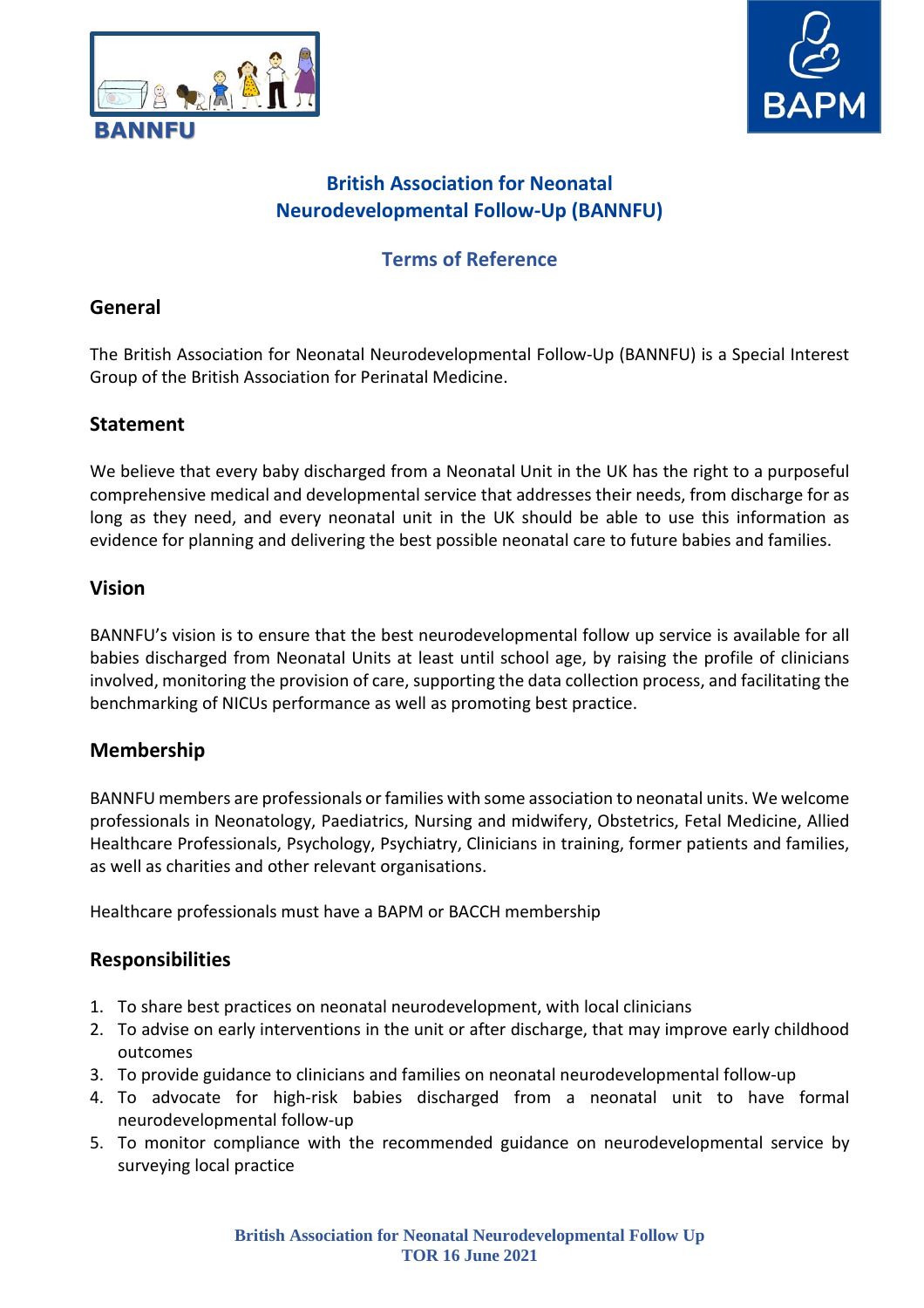BANNFU

BAPM

# British Association for Neonatal Neurodevelopmental Follow-Up (BANNFU)

## Terms of Reference

### General

The British Association for Neonatal Neurodevelopmental Follow-Up (BANNFU) is a Special Interest Group of the British Association for Perinatal Medicine.

### Statement

We believe that every baby discharged from a Neonatal Unit in the UK has the right to a purposeful comprehensive medical and developmental service that addresses their needs, from discharge for as long as they need, and every neonatal unit in the UK should be able to use this information as evidence for planning and delivering the best possible neonatal care to future babies and families.

### Vision

BANNFU's vision is to ensure that the best neurodevelopmental follow up service is available for all babies discharged from Neonatal Units at least until school age, by raising the profile of clinicians involved, monitoring the provision of care, supporting the data collection process, and facilitating the benchmarking of NICUs performance as well as promoting best practice.

### Membership

BANNFU members are professionals or families with some association to neonatal units. We welcome professionals in Neonatology, Paediatrics, Nursing and midwifery, Obstetrics, Fetal Medicine, Allied Healthcare Professionals, Psychology, Psychiatry, Clinicians in training, former patients and families, as well as charities and other relevant organisations.

Healthcare professionals must have a BAPM or BACCH membership

### Responsibilities

1. To share best practices on neonatal neurodevelopment, with local clinicians
2. To advise on early interventions in the unit or after discharge, that may improve early childhood outcomes
3. To provide guidance to clinicians and families on neonatal neurodevelopmental follow-up
4. To advocate for high-risk babies discharged from a neonatal unit to have formal neurodevelopmental follow-up
5. To monitor compliance with the recommended guidance on neurodevelopmental service by surveying local practice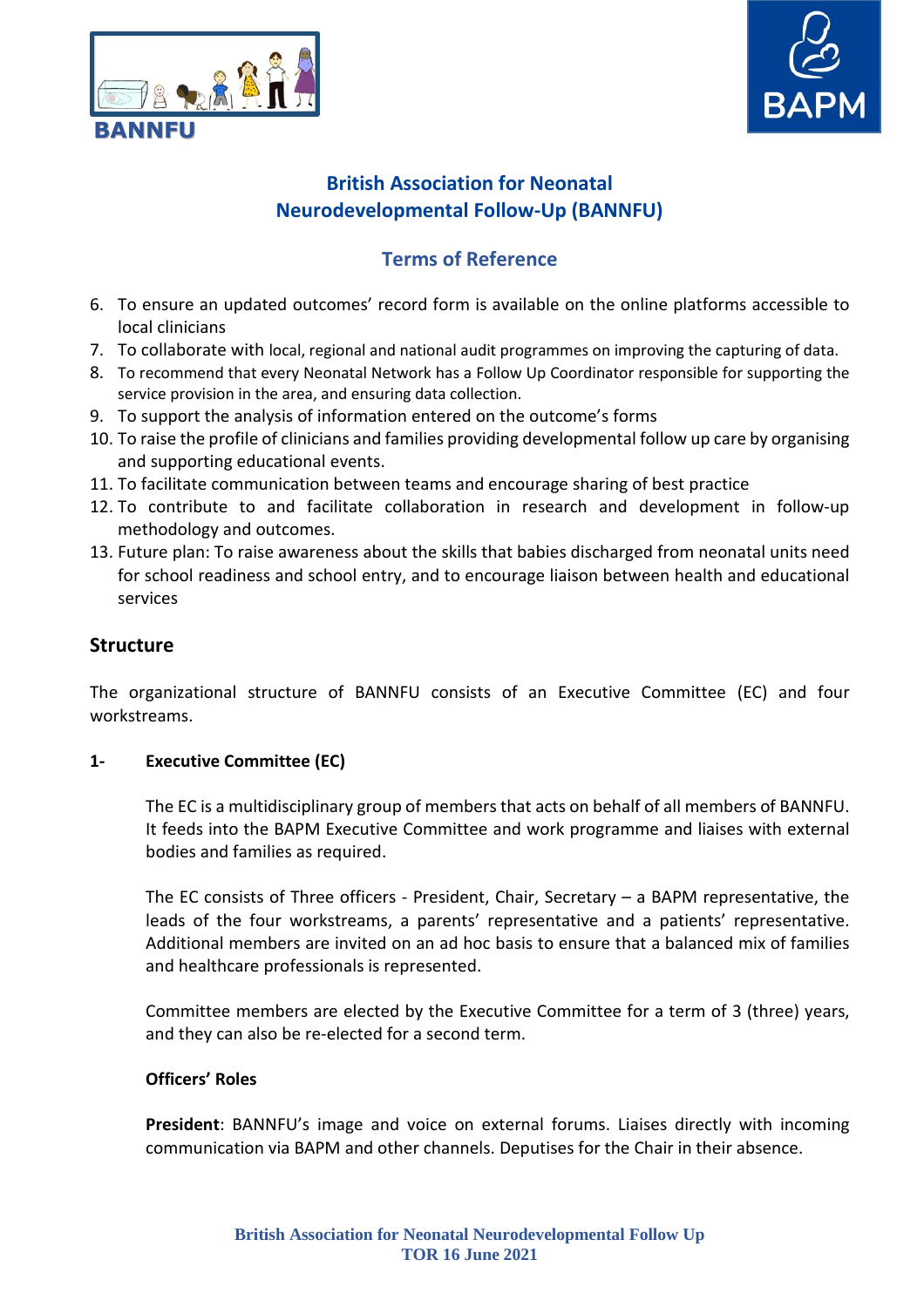# British Association for Neonatal Neurodevelopmental Follow-Up (BANNFU)

## Terms of Reference

6. To ensure an updated outcomes' record form is available on the online platforms accessible to local clinicians
7. To collaborate with local, regional and national audit programmes on improving the capturing of data.
8. To recommend that every Neonatal Network has a Follow Up Coordinator responsible for supporting the service provision in the area, and ensuring data collection.
9. To support the analysis of information entered on the outcome's forms
10. To raise the profile of clinicians and families providing developmental follow up care by organising and supporting educational events.
11. To facilitate communication between teams and encourage sharing of best practice
12. To contribute to and facilitate collaboration in research and development in follow-up methodology and outcomes.
13. Future plan: To raise awareness about the skills that babies discharged from neonatal units need for school readiness and school entry, and to encourage liaison between health and educational services

## Structure

The organizational structure of BANNFU consists of an Executive Committee (EC) and four workstreams.

### 1- Executive Committee (EC)

The EC is a multidisciplinary group of members that acts on behalf of all members of BANNFU. It feeds into the BAPM Executive Committee and work programme and liaises with external bodies and families as required.

The EC consists of Three officers - President, Chair, Secretary – a BAPM representative, the leads of the four workstreams, a parents' representative and a patients' representative. Additional members are invited on an ad hoc basis to ensure that a balanced mix of families and healthcare professionals is represented.

Committee members are elected by the Executive Committee for a term of 3 (three) years, and they can also be re-elected for a second term.

**Officers' Roles**

**President**: BANNFU's image and voice on external forums. Liaises directly with incoming communication via BAPM and other channels. Deputises for the Chair in their absence.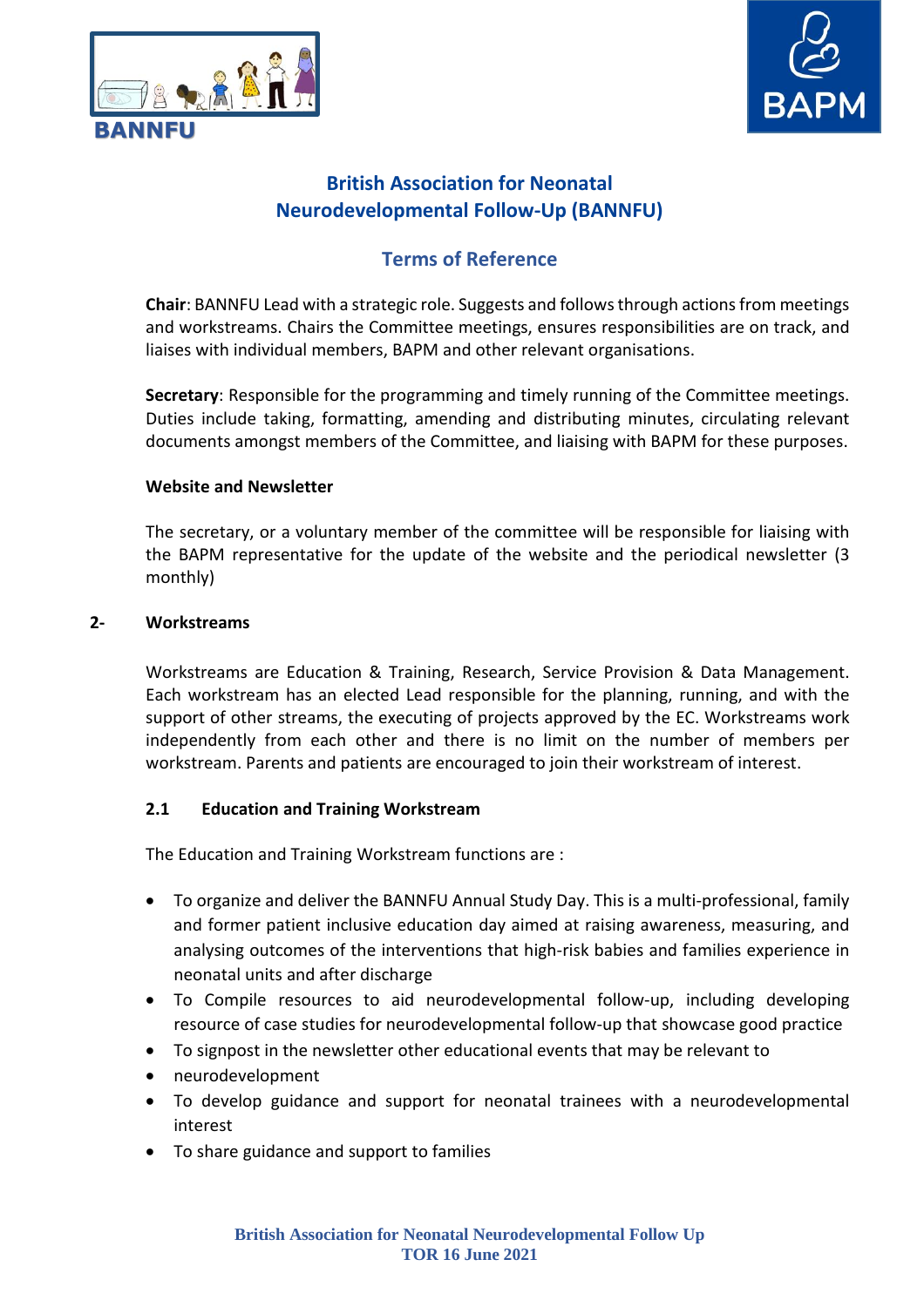## British Association for Neonatal Neurodevelopmental Follow-Up (BANNFU)

## Terms of Reference

**Chair**: BANNFU Lead with a strategic role. Suggests and follows through actions from meetings and workstreams. Chairs the Committee meetings, ensures responsibilities are on track, and liaises with individual members, BAPM and other relevant organisations.

**Secretary**: Responsible for the programming and timely running of the Committee meetings. Duties include taking, formatting, amending and distributing minutes, circulating relevant documents amongst members of the Committee, and liaising with BAPM for these purposes.

**Website and Newsletter**

The secretary, or a voluntary member of the committee will be responsible for liaising with the BAPM representative for the update of the website and the periodical newsletter (3 monthly)

### 2- Workstreams

Workstreams are Education & Training, Research, Service Provision & Data Management. Each workstream has an elected Lead responsible for the planning, running, and with the support of other streams, the executing of projects approved by the EC. Workstreams work independently from each other and there is no limit on the number of members per workstream. Parents and patients are encouraged to join their workstream of interest.

#### 2.1 Education and Training Workstream

The Education and Training Workstream functions are :

- To organize and deliver the BANNFU Annual Study Day. This is a multi-professional, family and former patient inclusive education day aimed at raising awareness, measuring, and analysing outcomes of the interventions that high-risk babies and families experience in neonatal units and after discharge
- To Compile resources to aid neurodevelopmental follow-up, including developing resource of case studies for neurodevelopmental follow-up that showcase good practice
- To signpost in the newsletter other educational events that may be relevant to
- neurodevelopment
- To develop guidance and support for neonatal trainees with a neurodevelopmental interest
- To share guidance and support to families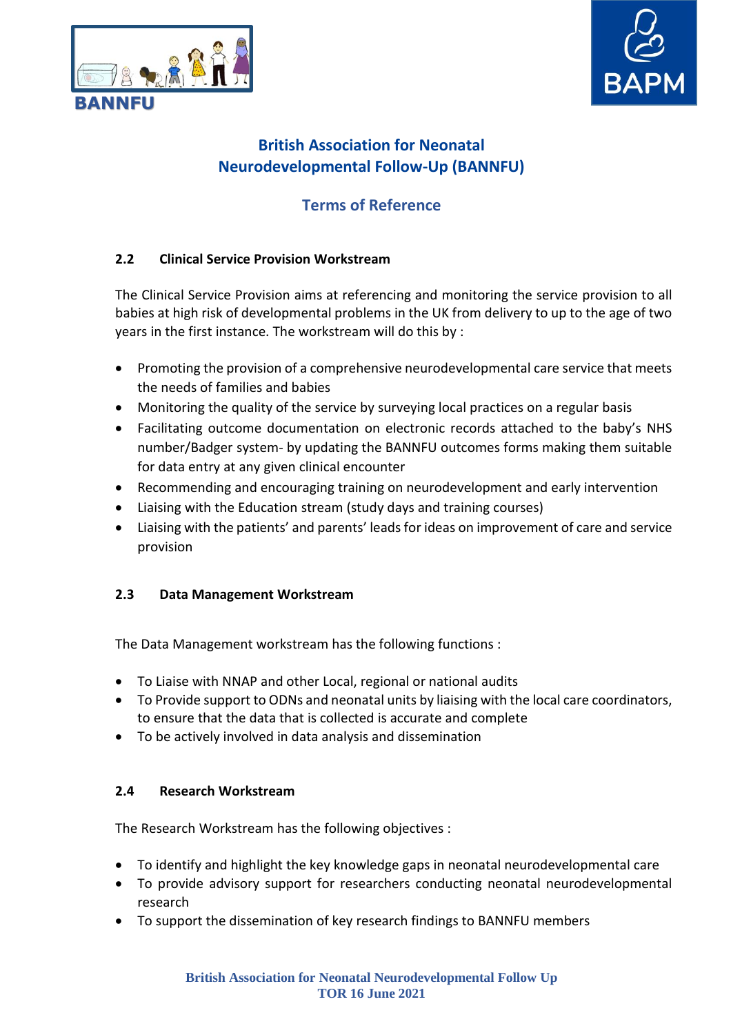## 2.2 Clinical Service Provision Workstream

The Clinical Service Provision aims at referencing and monitoring the service provision to all babies at high risk of developmental problems in the UK from delivery to up to the age of two years in the first instance. The workstream will do this by :

- Promoting the provision of a comprehensive neurodevelopmental care service that meets the needs of families and babies
- Monitoring the quality of the service by surveying local practices on a regular basis
- Facilitating outcome documentation on electronic records attached to the baby's NHS number/Badger system- by updating the BANNFU outcomes forms making them suitable for data entry at any given clinical encounter
- Recommending and encouraging training on neurodevelopment and early intervention
- Liaising with the Education stream (study days and training courses)
- Liaising with the patients' and parents' leads for ideas on improvement of care and service provision

## 2.3 Data Management Workstream

The Data Management workstream has the following functions :

- To Liaise with NNAP and other Local, regional or national audits
- To Provide support to ODNs and neonatal units by liaising with the local care coordinators, to ensure that the data that is collected is accurate and complete
- To be actively involved in data analysis and dissemination

## 2.4 Research Workstream

The Research Workstream has the following objectives :

- To identify and highlight the key knowledge gaps in neonatal neurodevelopmental care
- To provide advisory support for researchers conducting neonatal neurodevelopmental research
- To support the dissemination of key research findings to BANNFU members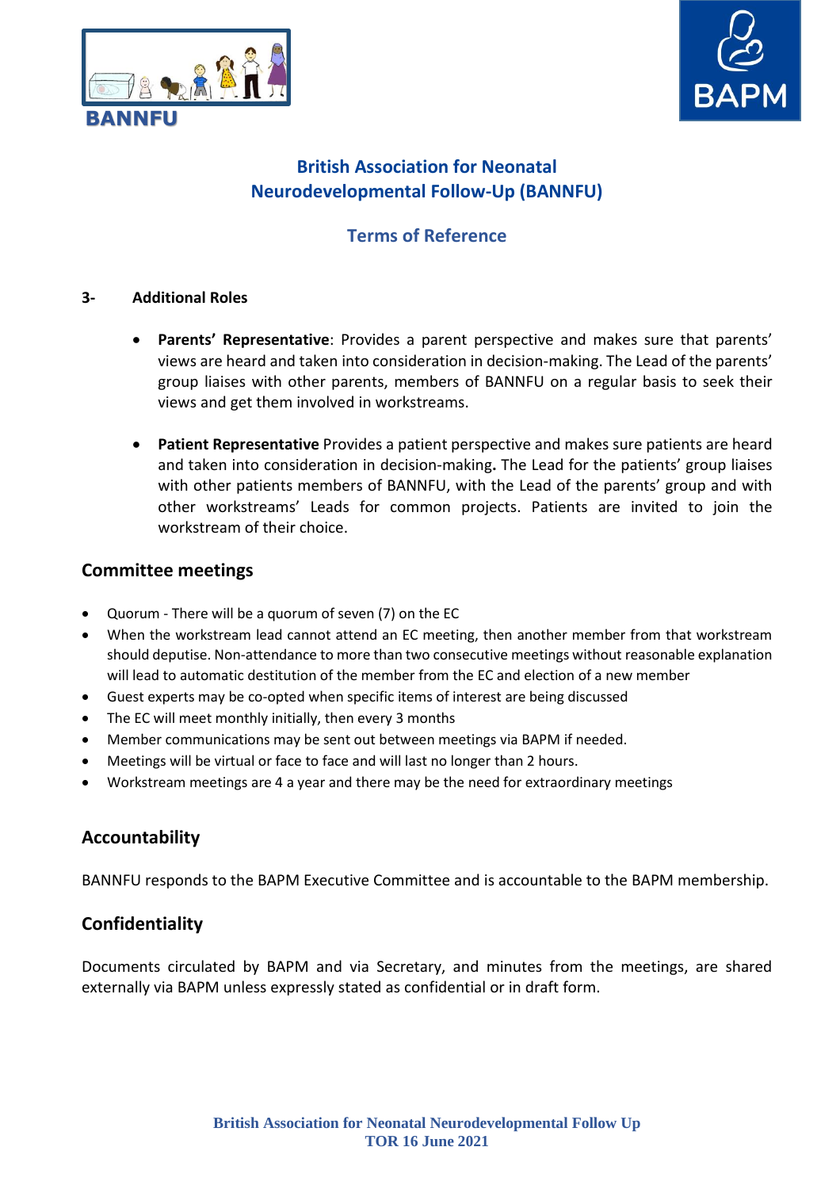# British Association for Neonatal Neurodevelopmental Follow-Up (BANNFU)

## Terms of Reference

**3- Additional Roles**

- **Parents' Representative**: Provides a parent perspective and makes sure that parents' views are heard and taken into consideration in decision-making. The Lead of the parents' group liaises with other parents, members of BANNFU on a regular basis to seek their views and get them involved in workstreams.

- **Patient Representative** Provides a patient perspective and makes sure patients are heard and taken into consideration in decision-making**.** The Lead for the patients' group liaises with other patients members of BANNFU, with the Lead of the parents' group and with other workstreams' Leads for common projects. Patients are invited to join the workstream of their choice.

## Committee meetings

- Quorum - There will be a quorum of seven (7) on the EC
- When the workstream lead cannot attend an EC meeting, then another member from that workstream should deputise. Non-attendance to more than two consecutive meetings without reasonable explanation will lead to automatic destitution of the member from the EC and election of a new member
- Guest experts may be co-opted when specific items of interest are being discussed
- The EC will meet monthly initially, then every 3 months
- Member communications may be sent out between meetings via BAPM if needed.
- Meetings will be virtual or face to face and will last no longer than 2 hours.
- Workstream meetings are 4 a year and there may be the need for extraordinary meetings

## Accountability

BANNFU responds to the BAPM Executive Committee and is accountable to the BAPM membership.

## Confidentiality

Documents circulated by BAPM and via Secretary, and minutes from the meetings, are shared externally via BAPM unless expressly stated as confidential or in draft form.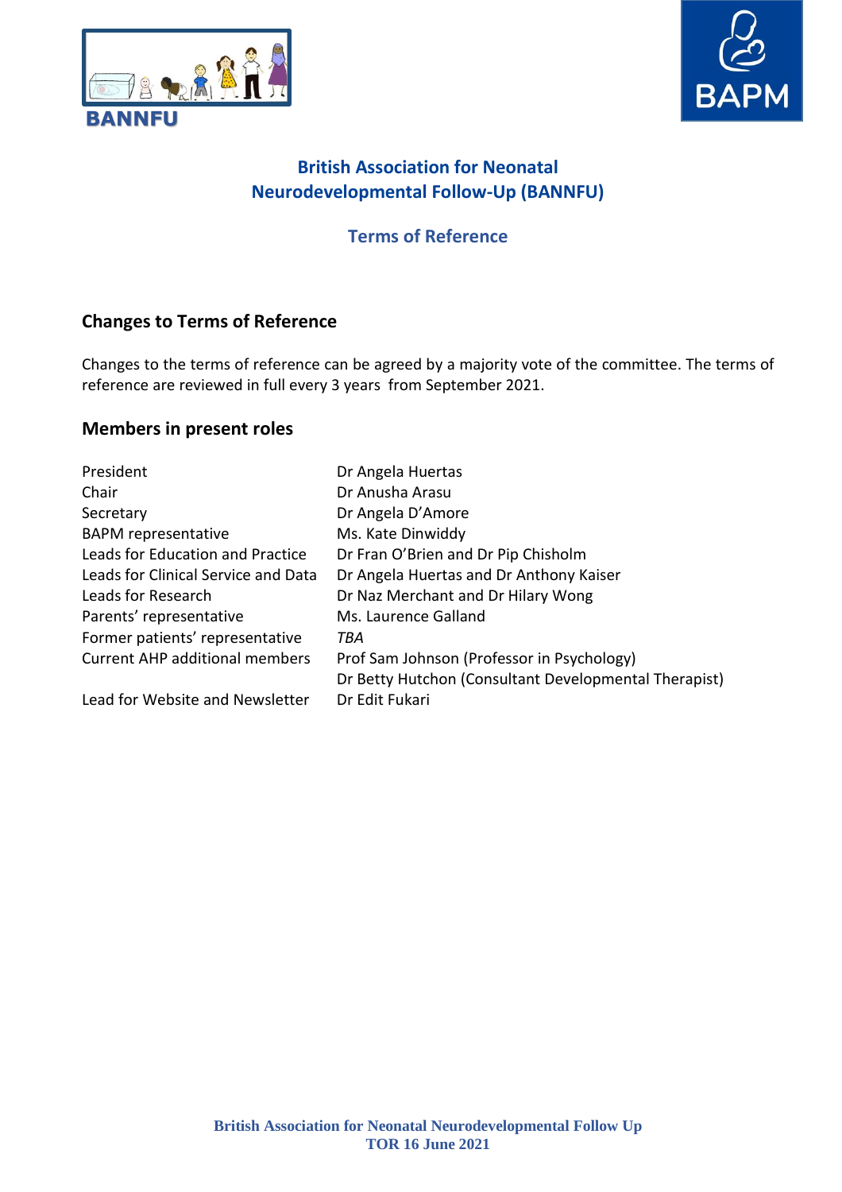**British Association for Neonatal Neurodevelopmental Follow-Up (BANNFU)**

**Terms of Reference**

## Changes to Terms of Reference

Changes to the terms of reference can be agreed by a majority vote of the committee. The terms of reference are reviewed in full every 3 years from September 2021.

## Members in present roles

| | |
|---|---|
| President | Dr Angela Huertas |
| Chair | Dr Anusha Arasu |
| Secretary | Dr Angela D'Amore |
| BAPM representative | Ms. Kate Dinwiddy |
| Leads for Education and Practice | Dr Fran O'Brien and Dr Pip Chisholm |
| Leads for Clinical Service and Data | Dr Angela Huertas and Dr Anthony Kaiser |
| Leads for Research | Dr Naz Merchant and Dr Hilary Wong |
| Parents' representative | Ms. Laurence Galland |
| Former patients' representative | *TBA* |
| Current AHP additional members | Prof Sam Johnson (Professor in Psychology)<br>Dr Betty Hutchon (Consultant Developmental Therapist) |
| Lead for Website and Newsletter | Dr Edit Fukari |